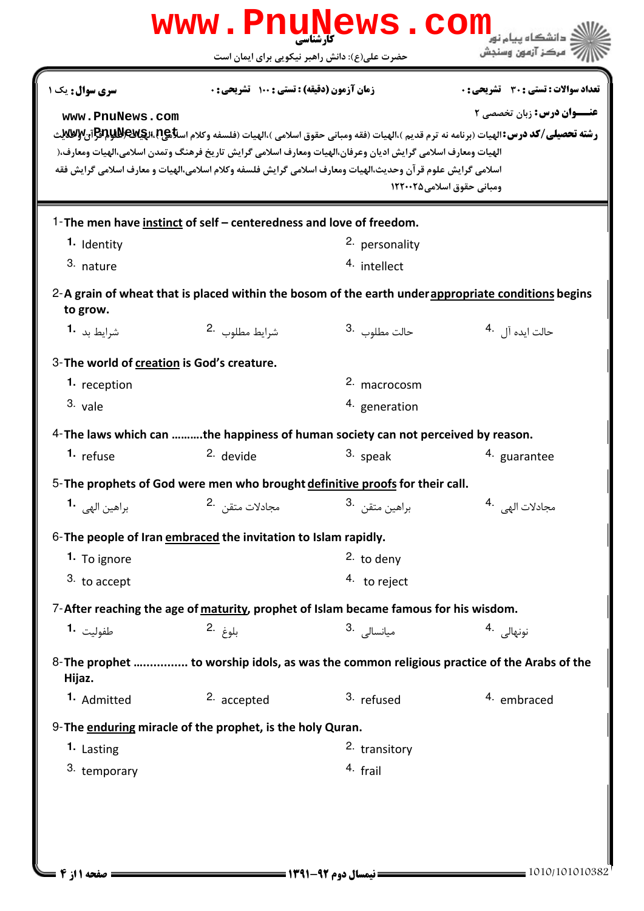کارشناسی

حضرت علی(ع): دانش راهبر نیکویی برای ایمان است

دانشگاه پیام نور
مرکز آزمون وسنجش

**تعداد سوالات : تستی : ۳۰ تشریحی : ۰** | **زمان آزمون (دقیقه) : تستی : ۱۰۰ تشریحی : ۰** | **سری سوال : یک ۱**

**عنـــوان درس:** زبان تخصصی ۲

**رشته تحصیلی/کد درس:** الهیات (برنامه نه ترم قدیم )،الهیات (فقه ومبانی حقوق اسلامی )،الهیات (فلسفه وکلام اسلامی)،الهیات (علوم قرآن وحدیث )،الهیات ومعارف اسلامی گرایش ادیان وعرفان،الهیات ومعارف اسلامی گرایش تاریخ فرهنگ وتمدن اسلامی،الهیات ومعارف اسلامی گرایش علوم قرآن وحدیث،الهیات ومعارف اسلامی گرایش فلسفه وکلام اسلامی،الهیات و معارف اسلامی گرایش فقه ومبانی حقوق اسلامی۱۲۲۰۰۲۵

1- **The men have instinct of self – centeredness and love of freedom.**

1. Identity
2. personality
3. nature
4. intellect

2- **A grain of wheat that is placed within the bosom of the earth under appropriate conditions begins to grow.**

1. شرایط بد
2. شرایط مطلوب
3. حالت مطلوب
4. حالت ایده آل

3- **The world of creation is God's creature.**

1. reception
2. macrocosm
3. vale
4. generation

4- **The laws which can ……….the happiness of human society can not perceived by reason.**

1. refuse
2. devide
3. speak
4. guarantee

5- **The prophets of God were men who brought definitive proofs for their call.**

1. براهین الهی
2. مجادلات متقن
3. براهین متقن
4. مجادلات الهی

6- **The people of Iran embraced the invitation to Islam rapidly.**

1. To ignore
2. to deny
3. to accept
4. to reject

7- **After reaching the age of maturity, prophet of Islam became famous for his wisdom.**

1. طفولیت
2. بلوغ
3. میانسالی
4. نونهالی

8- **The prophet ............... to worship idols, as was the common religious practice of the Arabs of the Hijaz.**

1. Admitted
2. accepted
3. refused
4. embraced

9- **The enduring miracle of the prophet, is the holy Quran.**

1. Lasting
2. transitory
3. temporary
4. frail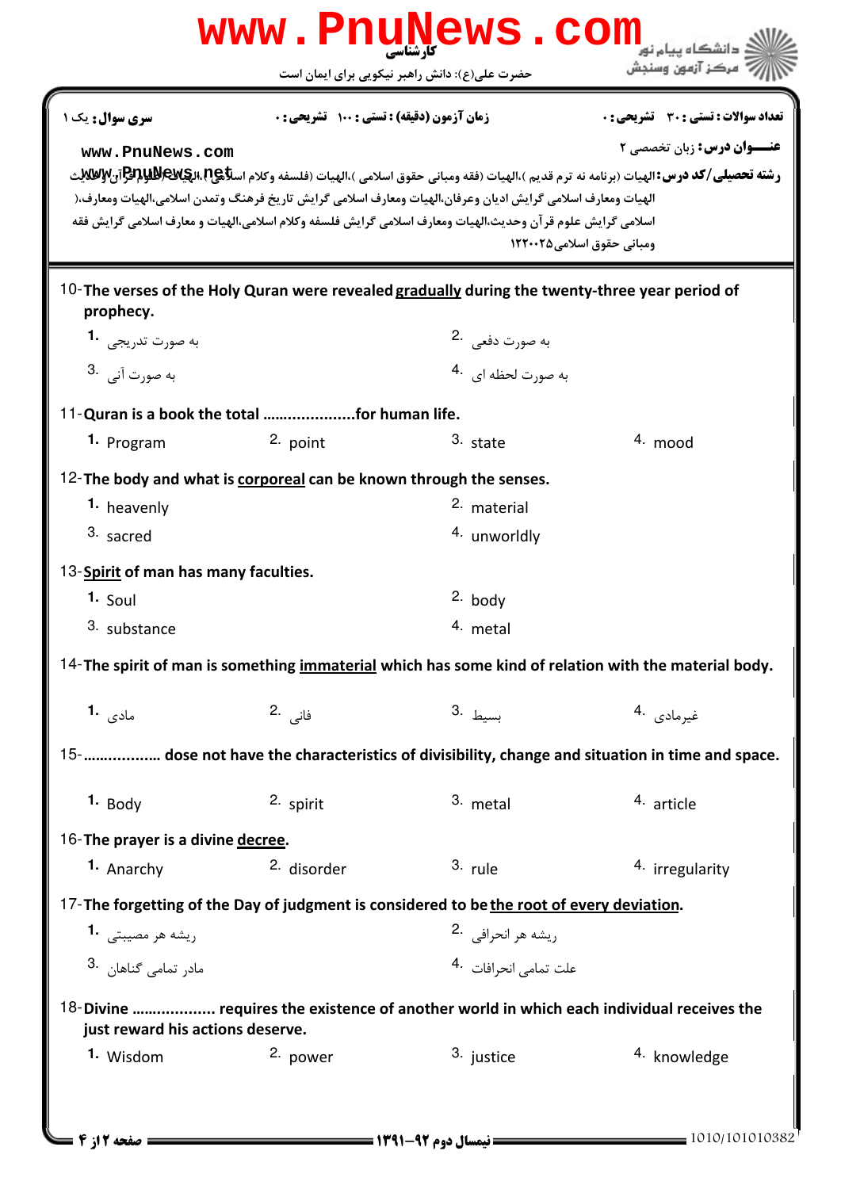**سری سوال:** یک ۱ | **زمان آزمون (دقیقه) : تستی : ۱۰۰ تشریحی : ۰** | **تعداد سوالات : تستی : ۳۰ تشریحی : ۰**

**عنـــوان درس:** زبان تخصصی ۲

**رشته تحصیلی/کد درس:** الهیات (برنامه نه ترم قدیم )،الهیات (فقه ومبانی حقوق اسلامی )،الهیات (فلسفه وکلام اسلامی)،الهیات (علوم قرآن والحدیث الهیات ومعارف اسلامی گرایش ادیان وعرفان،الهیات ومعارف اسلامی گرایش تاریخ فرهنگ وتمدن اسلامی،الهیات ومعارف( اسلامی گرایش علوم قرآن وحدیث،الهیات ومعارف اسلامی گرایش فلسفه وکلام اسلامی،الهیات و معارف اسلامی گرایش فقه ومبانی حقوق اسلامی۱۲۲۰۰۲۵

10- The verses of the Holy Quran were revealed <u>gradually</u> during the twenty-three year period of prophecy.

1. به صورت تدریجی
2. به صورت دفعی
3. به صورت آنی
4. به صورت لحظه ای

11- Quran is a book the total ………………..for human life.

1. Program
2. point
3. state
4. mood

12- The body and what is <u>corporeal</u> can be known through the senses.

1. heavenly
2. material
3. sacred
4. unworldly

13- <u>Spirit</u> of man has many faculties.

1. Soul
2. body
3. substance
4. metal

14- The spirit of man is something <u>immaterial</u> which has some kind of relation with the material body.

1. مادی
2. فانی
3. بسیط
4. غیرمادی

15- ……………. dose not have the characteristics of divisibility, change and situation in time and space.

1. Body
2. spirit
3. metal
4. article

16- The prayer is a divine <u>decree</u>.

1. Anarchy
2. disorder
3. rule
4. irregularity

17- The forgetting of the Day of judgment is considered to be <u>the root of every deviation</u>.

1. ریشه هر مصیبتی
2. ریشه هر انحرافی
3. مادر تمامی گناهان
4. علت تمامی انحرافات

18- Divine ………………. requires the existence of another world in which each individual receives the just reward his actions deserve.

1. Wisdom
2. power
3. justice
4. knowledge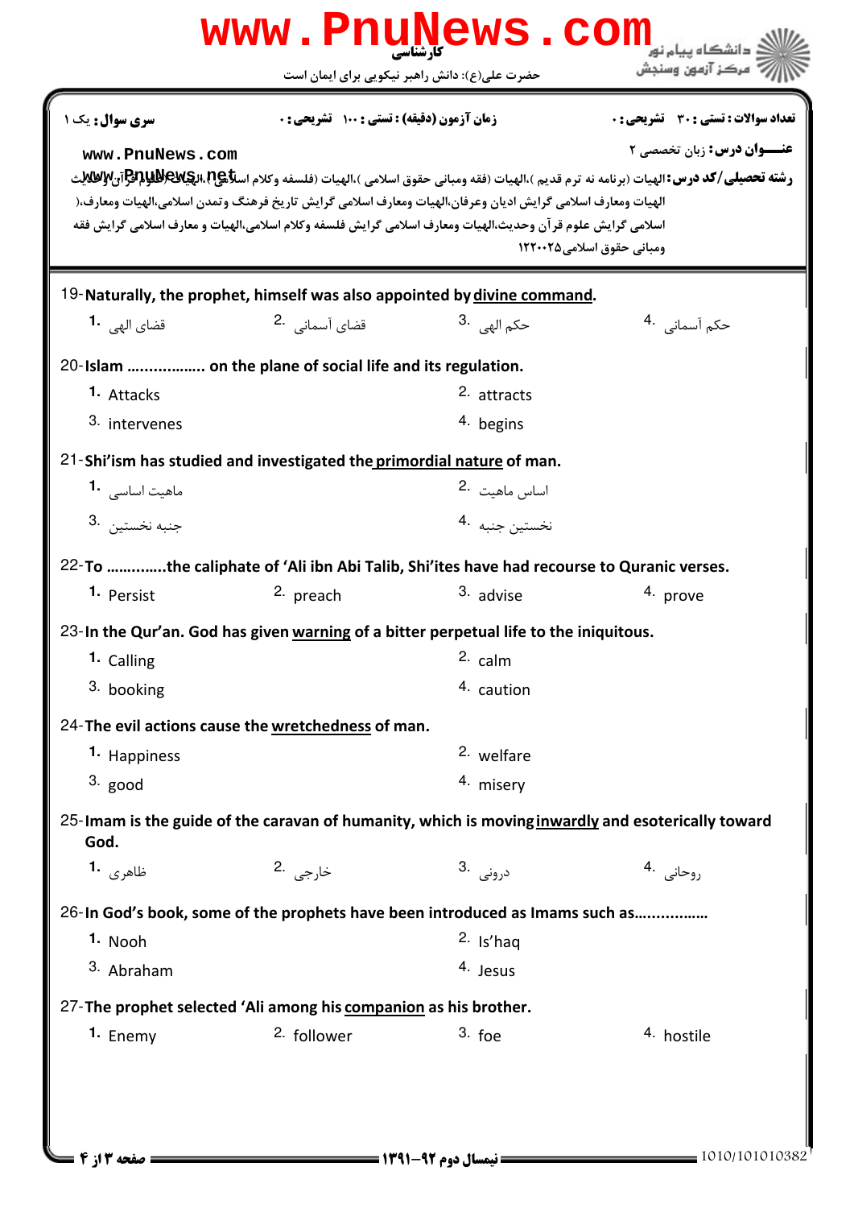کارشناسی

حضرت علی(ع): دانش راهبر نیکویی برای ایمان است

**تعداد سوالات : تستی : ۳۰ تشریحی : ۰** | **زمان آزمون (دقیقه) : تستی : ۱۰۰ تشریحی : ۰** | **سری سوال : یک ۱**

**عنـــوان درس:** زبان تخصصی ۲

**رشته تحصیلی/کد درس:** الهیات (برنامه نه ترم قدیم )،الهیات (فقه ومبانی حقوق اسلامی )،الهیات (فلسفه وکلام اسلامی)،الهیات (علوم قرآن والحدیث الهیات ومعارف اسلامی گرایش ادیان وعرفان،الهیات ومعارف اسلامی گرایش تاریخ فرهنگ وتمدن اسلامی،الهیات ومعارف( اسلامی گرایش علوم قرآن وحدیث،الهیات ومعارف اسلامی گرایش فلسفه وکلام اسلامی،الهیات و معارف اسلامی گرایش فقه ومبانی حقوق اسلامی۱۲۲۰۰۲۵

---

19-**Naturally, the prophet, himself was also appointed by divine command.**

1. قضای الهی
2. قضای آسمانی
3. حکم الهی
4. حکم آسمانی

20-**Islam ……………… on the plane of social life and its regulation.**

1. Attacks
2. attracts
3. intervenes
4. begins

21-**Shi'ism has studied and investigated the primordial nature of man.**

1. ماهیت اساسی
2. اساس ماهیت
3. جنبه نخستین
4. نخستین جنبه

22-**To …………..the caliphate of 'Ali ibn Abi Talib, Shi'ites have had recourse to Quranic verses.**

1. Persist
2. preach
3. advise
4. prove

23-**In the Qur'an. God has given warning of a bitter perpetual life to the iniquitous.**

1. Calling
2. calm
3. booking
4. caution

24-**The evil actions cause the wretchedness of man.**

1. Happiness
2. welfare
3. good
4. misery

25-**Imam is the guide of the caravan of humanity, which is moving inwardly and esoterically toward God.**

1. ظاهری
2. خارجی
3. درونی
4. روحانی

26-**In God's book, some of the prophets have been introduced as Imams such as................**

1. Nooh
2. Is'haq
3. Abraham
4. Jesus

27-**The prophet selected 'Ali among his companion as his brother.**

1. Enemy
2. follower
3. foe
4. hostile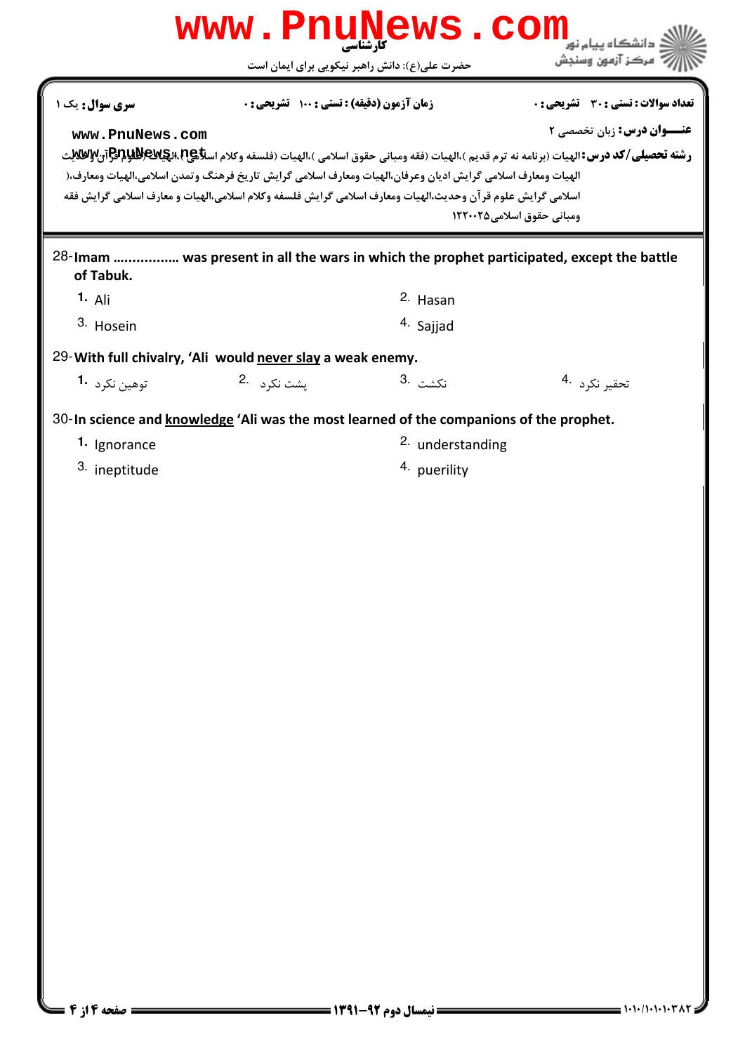**سری سوال:** یک ۱

**زمان آزمون (دقیقه) : تستی : ۱۰۰ تشریحی : ۰**

**تعداد سوالات : تستی : ۳۰ تشریحی : ۰**

**عنـــوان درس:** زبان تخصصی ۲

**رشته تحصیلی/کد درس:** الهیات (برنامه نه ترم قدیم )،الهیات (فقه ومبانی حقوق اسلامی )،الهیات (فلسفه وکلام اسلامی)،الهیات (علوم قرآن وحدیث الهیات ومعارف اسلامی گرایش ادیان وعرفان،الهیات ومعارف اسلامی گرایش تاریخ فرهنگ وتمدن اسلامی،الهیات ومعارف اسلامی گرایش علوم قرآن وحدیث،الهیات ومعارف اسلامی گرایش فلسفه وکلام اسلامی،الهیات و معارف اسلامی گرایش فقه ومبانی حقوق اسلامی۱۲۲۰۰۲۵

28-**Imam ................ was present in all the wars in which the prophet participated, except the battle of Tabuk.**

1. Ali
2. Hasan
3. Hosein
4. Sajjad

29-**With full chivalry, 'Ali would never slay a weak enemy.**

1. توهین نکرد
2. پشت نکرد
3. نکشت
4. تحقیر نکرد

30-**In science and knowledge 'Ali was the most learned of the companions of the prophet.**

1. Ignorance
2. understanding
3. ineptitude
4. puerility